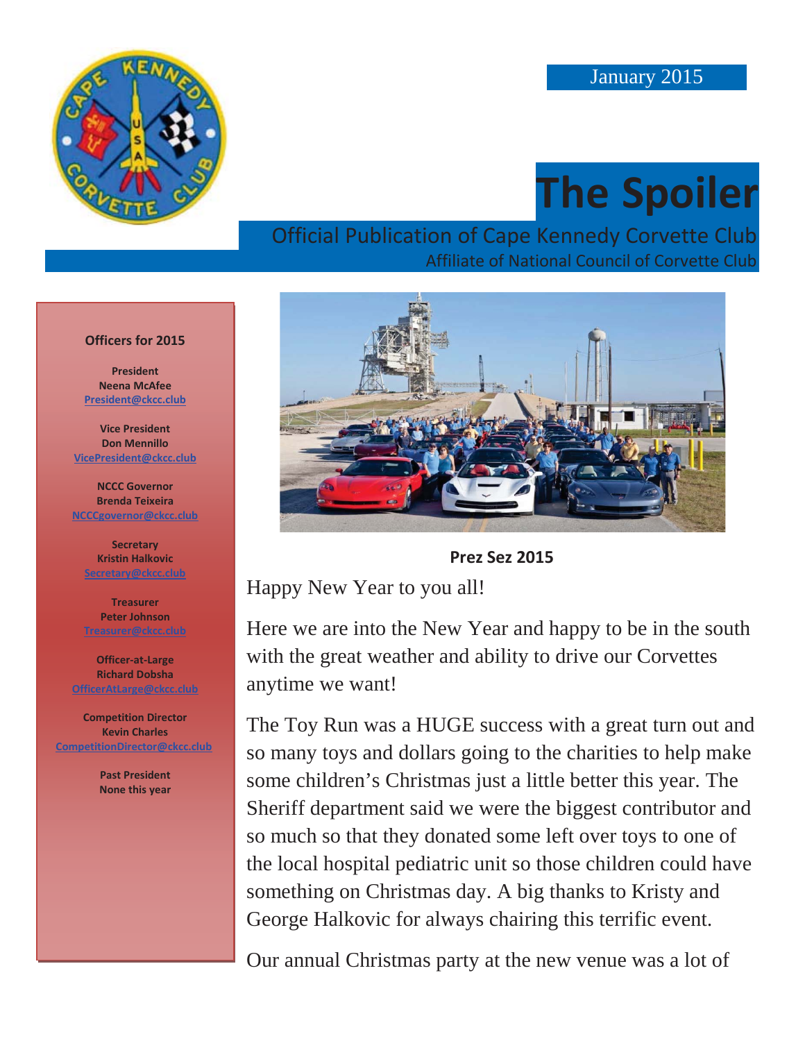January 2015

# The Spoiler

Official Publication of Cape Kennedy Corvette Club

Affiliate of National Council of Corvette Club

**Officers for 2015**

**President**
**Neena McAfee**
President@ckcc.club

**Vice President**
**Don Mennillo**
VicePresident@ckcc.club

**NCCC Governor**
**Brenda Teixeira**
NCCCgovernor@ckcc.club

**Secretary**
**Kristin Halkovic**
Secretary@ckcc.club

**Treasurer**
**Peter Johnson**
Treasurer@ckcc.club

**Officer-at-Large**
**Richard Dobsha**
OfficerAtLarge@ckcc.club

**Competition Director**
**Kevin Charles**
CompetitionDirector@ckcc.club

**Past President**
**None this year**

## Prez Sez 2015

Happy New Year to you all!

Here we are into the New Year and happy to be in the south with the great weather and ability to drive our Corvettes anytime we want!

The Toy Run was a HUGE success with a great turn out and so many toys and dollars going to the charities to help make some children's Christmas just a little better this year. The Sheriff department said we were the biggest contributor and so much so that they donated some left over toys to one of the local hospital pediatric unit so those children could have something on Christmas day. A big thanks to Kristy and George Halkovic for always chairing this terrific event.

Our annual Christmas party at the new venue was a lot of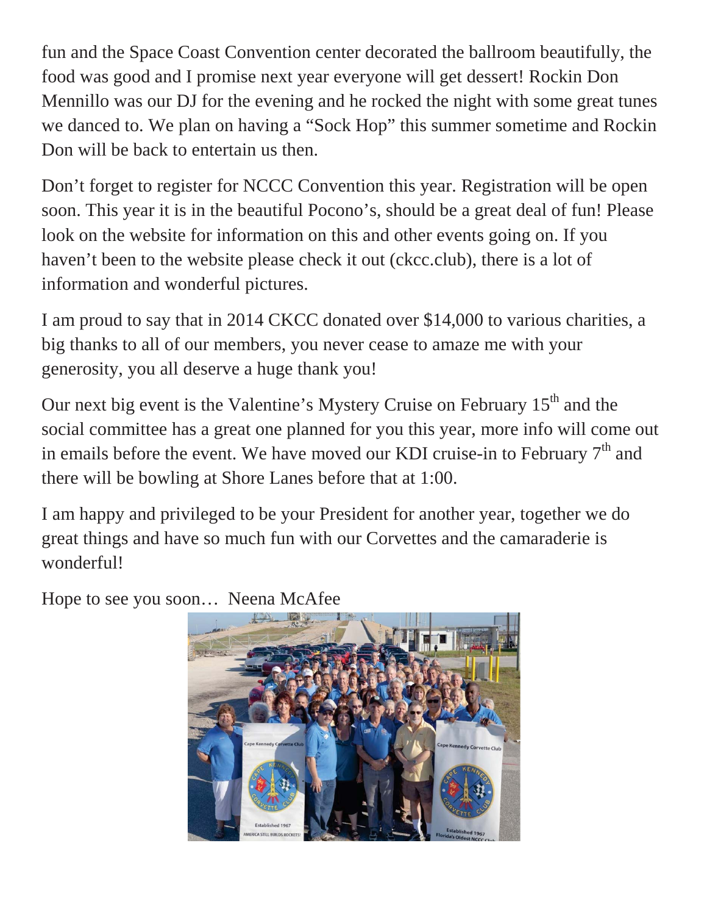fun and the Space Coast Convention center decorated the ballroom beautifully, the food was good and I promise next year everyone will get dessert! Rockin Don Mennillo was our DJ for the evening and he rocked the night with some great tunes we danced to. We plan on having a "Sock Hop" this summer sometime and Rockin Don will be back to entertain us then.

Don't forget to register for NCCC Convention this year. Registration will be open soon. This year it is in the beautiful Pocono's, should be a great deal of fun! Please look on the website for information on this and other events going on. If you haven't been to the website please check it out (ckcc.club), there is a lot of information and wonderful pictures.

I am proud to say that in 2014 CKCC donated over $14,000 to various charities, a big thanks to all of our members, you never cease to amaze me with your generosity, you all deserve a huge thank you!

Our next big event is the Valentine's Mystery Cruise on February 15th and the social committee has a great one planned for you this year, more info will come out in emails before the event. We have moved our KDI cruise-in to February 7th and there will be bowling at Shore Lanes before that at 1:00.

I am happy and privileged to be your President for another year, together we do great things and have so much fun with our Corvettes and the camaraderie is wonderful!

Hope to see you soon… Neena McAfee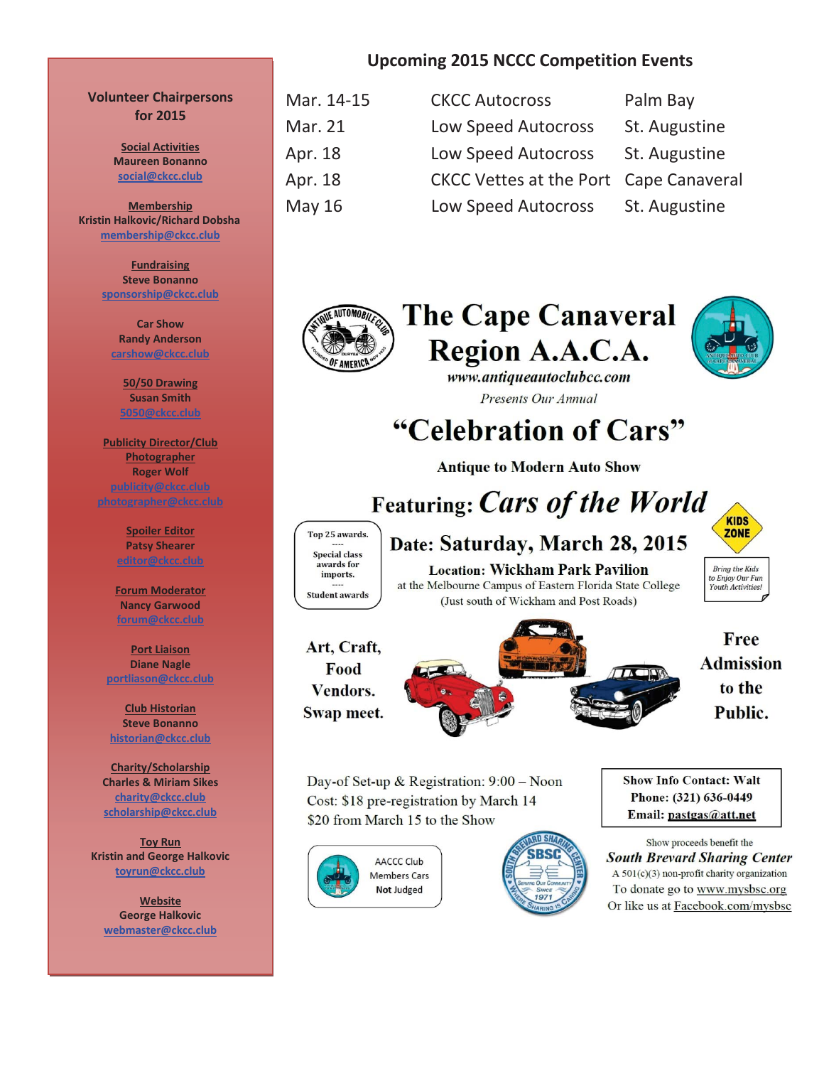## Volunteer Chairpersons for 2015

**Social Activities**
Maureen Bonanno
social@ckcc.club

**Membership**
Kristin Halkovic/Richard Dobsha
membership@ckcc.club

**Fundraising**
Steve Bonanno
sponsorship@ckcc.club

**Car Show**
Randy Anderson
carshow@ckcc.club

**50/50 Drawing**
Susan Smith
5050@ckcc.club

**Publicity Director/Club Photographer**
Roger Wolf
publicity@ckcc.club
photographer@ckcc.club

**Spoiler Editor**
Patsy Shearer
editor@ckcc.club

**Forum Moderator**
Nancy Garwood
forum@ckcc.club

**Port Liaison**
Diane Nagle
portliason@ckcc.club

**Club Historian**
Steve Bonanno
historian@ckcc.club

**Charity/Scholarship**
Charles & Miriam Sikes
charity@ckcc.club
scholarship@ckcc.club

**Toy Run**
Kristin and George Halkovic
toyrun@ckcc.club

**Website**
George Halkovic
webmaster@ckcc.club

## Upcoming 2015 NCCC Competition Events

| | | |
|---|---|---|
| Mar. 14-15 | CKCC Autocross | Palm Bay |
| Mar. 21 | Low Speed Autocross | St. Augustine |
| Apr. 18 | Low Speed Autocross | St. Augustine |
| Apr. 18 | CKCC Vettes at the Port | Cape Canaveral |
| May 16 | Low Speed Autocross | St. Augustine |

# The Cape Canaveral Region A.A.C.A.

*www.antiqueautoclubcc.com*

*Presents Our Annual*

# "Celebration of Cars"

**Antique to Modern Auto Show**

## Featuring: *Cars of the World*

Top 25 awards.
----
Special class awards for imports.
----
Student awards

KIDS ZONE
*Bring the Kids to Enjoy Our Fun Youth Activities!*

**Date: Saturday, March 28, 2015**

**Location: Wickham Park Pavilion**
at the Melbourne Campus of Eastern Florida State College
(Just south of Wickham and Post Roads)

**Art, Craft, Food Vendors. Swap meet.**

**Free Admission to the Public.**

Day-of Set-up & Registration: 9:00 – Noon
Cost: $18 pre-registration by March 14
$20 from March 15 to the Show

**Show Info Contact: Walt**
**Phone: (321) 636-0449**
**Email: pastgas@att.net**

AACCC Club Members Cars **Not Judged**

Show proceeds benefit the
***South Brevard Sharing Center***
A 501(c)(3) non-profit charity organization
To donate go to www.mysbsc.org
Or like us at Facebook.com/mysbsc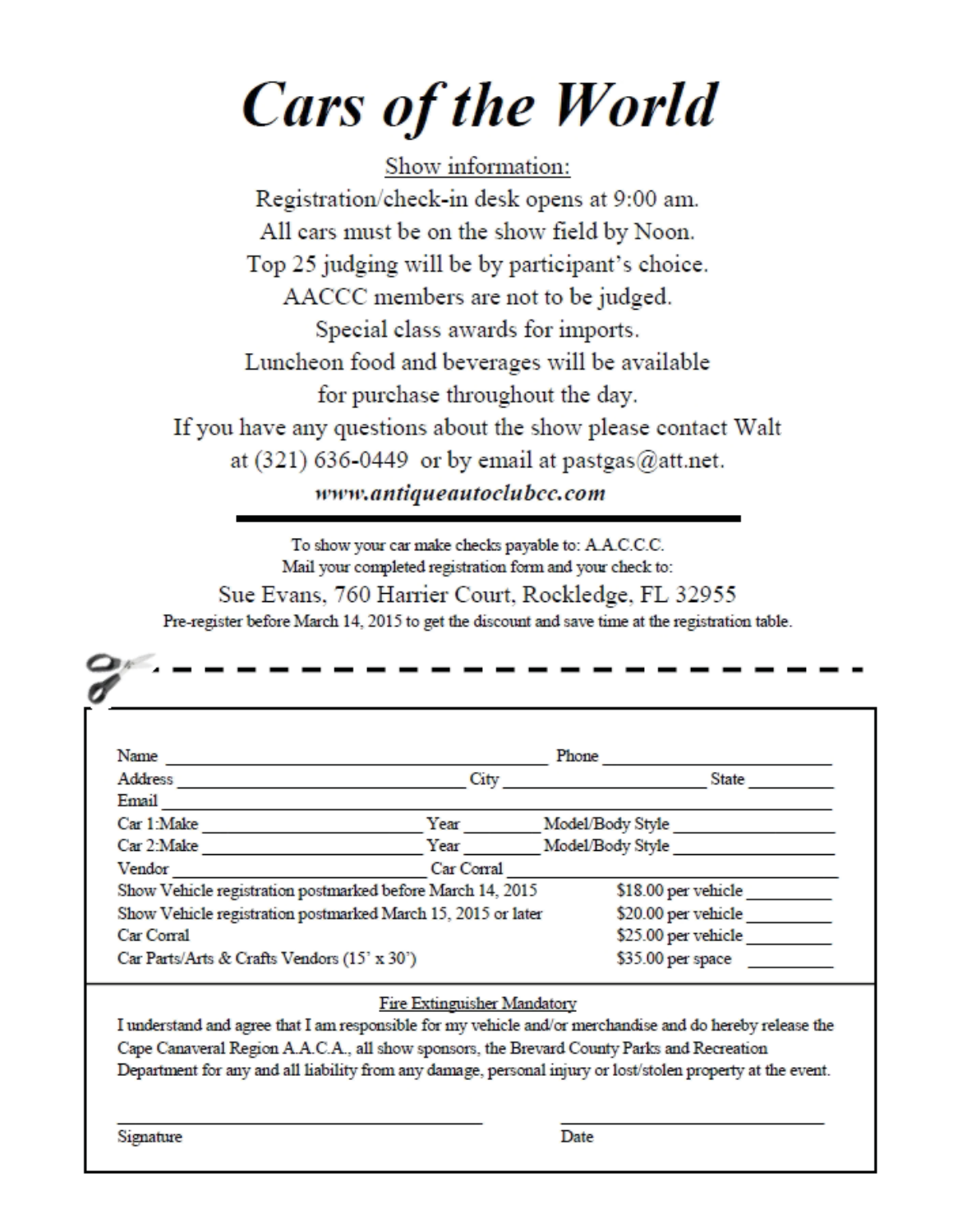# *Cars of the World*

Show information:

Registration/check-in desk opens at 9:00 am.
All cars must be on the show field by Noon.
Top 25 judging will be by participant's choice.
AACCC members are not to be judged.
Special class awards for imports.
Luncheon food and beverages will be available
for purchase throughout the day.
If you have any questions about the show please contact Walt
at (321) 636-0449 or by email at pastgas@att.net.

***www.antiqueautoclubcc.com***

---

To show your car make checks payable to: A.A.C.C.C.
Mail your completed registration form and your check to:

Sue Evans, 760 Harrier Court, Rockledge, FL 32955

Pre-register before March 14, 2015 to get the discount and save time at the registration table.

- - - - - - - - - - - - - - - - - - - - - - - - -

Name ______________________________ Phone ______________________
Address ______________________ City __________________ State ________
Email ____________________________________________________________
Car 1:Make ____________________ Year ________ Model/Body Style ________________
Car 2:Make ____________________ Year ________ Model/Body Style ________________
Vendor ____________________ Car Corral ______________________________

| | | |
|---|---|---|
| Show Vehicle registration postmarked before March 14, 2015 | $18.00 per vehicle | ________ |
| Show Vehicle registration postmarked March 15, 2015 or later | $20.00 per vehicle | ________ |
| Car Corral | $25.00 per vehicle | ________ |
| Car Parts/Arts & Crafts Vendors (15' x 30') | $35.00 per space | ________ |

Fire Extinguisher Mandatory

I understand and agree that I am responsible for my vehicle and/or merchandise and do hereby release the Cape Canaveral Region A.A.C.A., all show sponsors, the Brevard County Parks and Recreation Department for any and all liability from any damage, personal injury or lost/stolen property at the event.

______________________________ ______________________________
Signature Date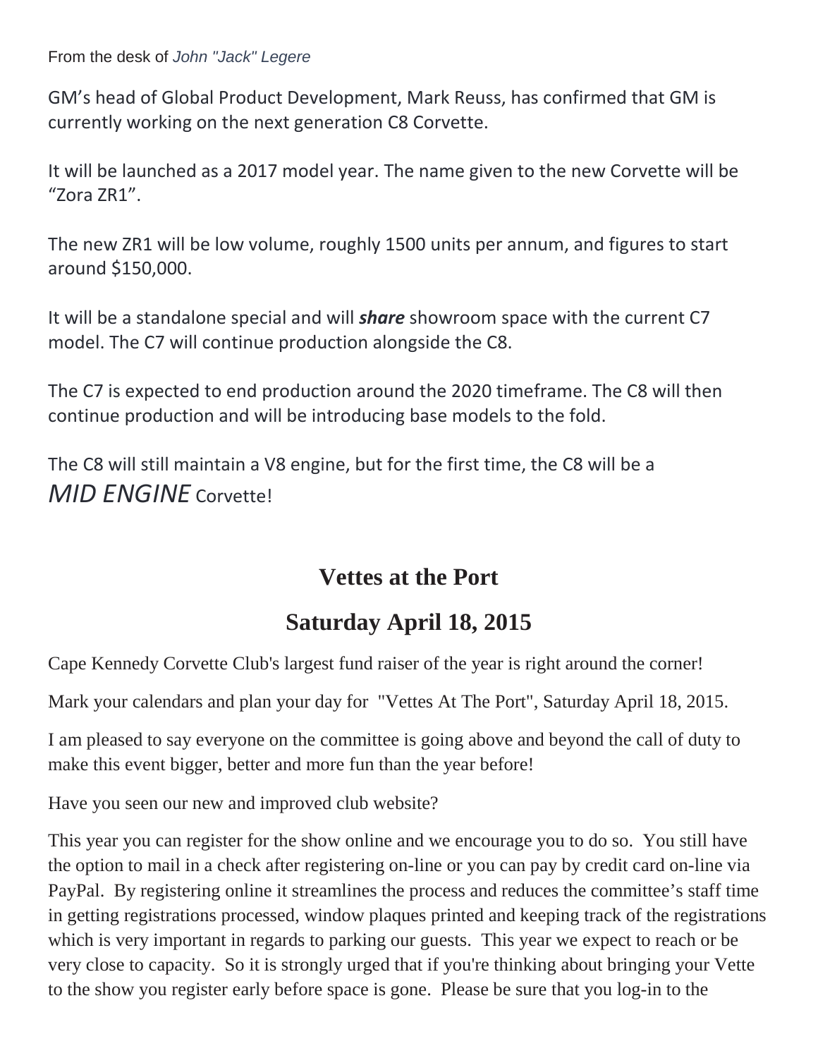From the desk of *John "Jack" Legere*

GM's head of Global Product Development, Mark Reuss, has confirmed that GM is currently working on the next generation C8 Corvette.

It will be launched as a 2017 model year. The name given to the new Corvette will be "Zora ZR1".

The new ZR1 will be low volume, roughly 1500 units per annum, and figures to start around $150,000.

It will be a standalone special and will ***share*** showroom space with the current C7 model. The C7 will continue production alongside the C8.

The C7 is expected to end production around the 2020 timeframe. The C8 will then continue production and will be introducing base models to the fold.

The C8 will still maintain a V8 engine, but for the first time, the C8 will be a *MID ENGINE* Corvette!

## Vettes at the Port

## Saturday April 18, 2015

Cape Kennedy Corvette Club's largest fund raiser of the year is right around the corner!

Mark your calendars and plan your day for "Vettes At The Port", Saturday April 18, 2015.

I am pleased to say everyone on the committee is going above and beyond the call of duty to make this event bigger, better and more fun than the year before!

Have you seen our new and improved club website?

This year you can register for the show online and we encourage you to do so. You still have the option to mail in a check after registering on-line or you can pay by credit card on-line via PayPal. By registering online it streamlines the process and reduces the committee's staff time in getting registrations processed, window plaques printed and keeping track of the registrations which is very important in regards to parking our guests. This year we expect to reach or be very close to capacity. So it is strongly urged that if you're thinking about bringing your Vette to the show you register early before space is gone. Please be sure that you log-in to the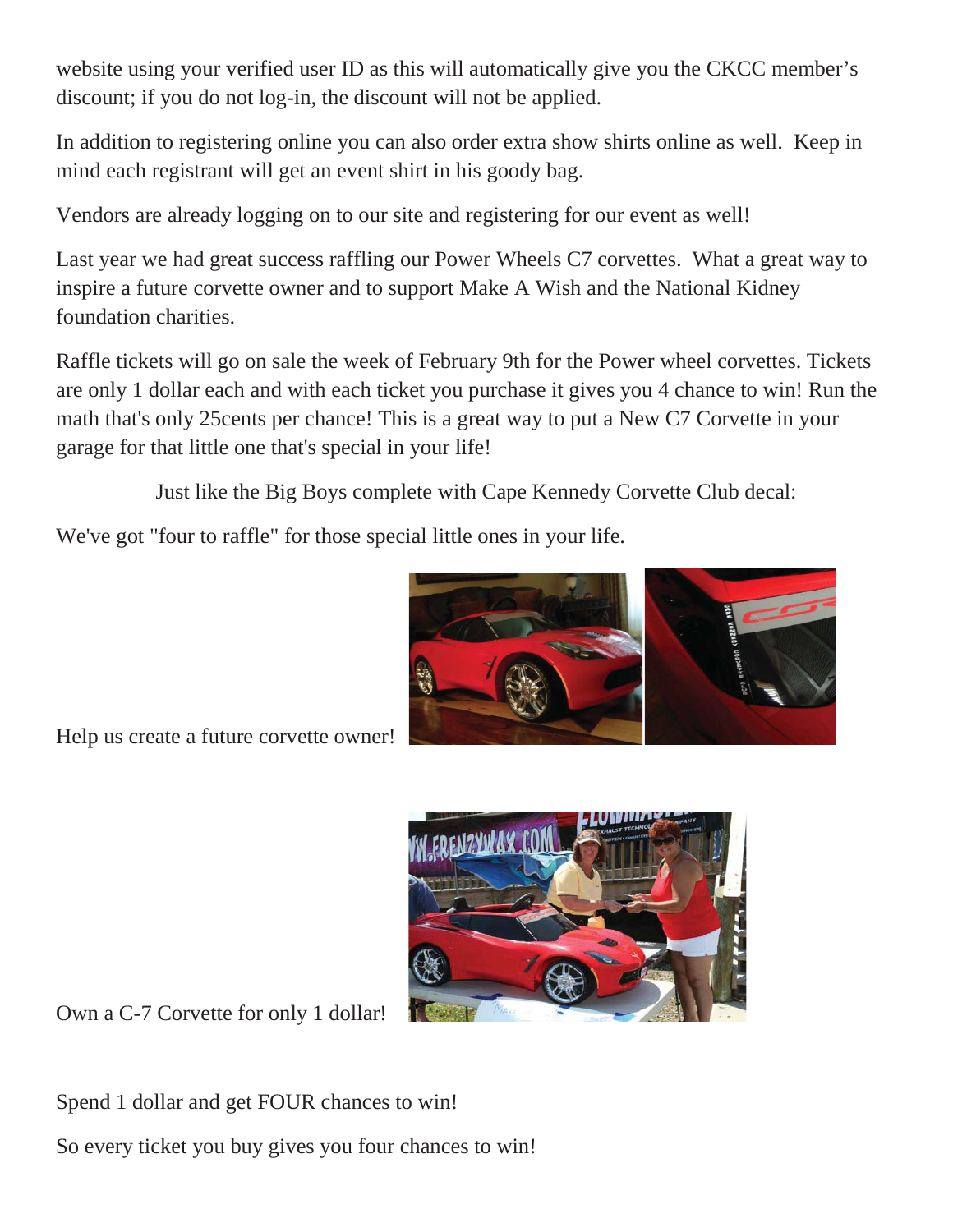website using your verified user ID as this will automatically give you the CKCC member's discount; if you do not log-in, the discount will not be applied.

In addition to registering online you can also order extra show shirts online as well. Keep in mind each registrant will get an event shirt in his goody bag.

Vendors are already logging on to our site and registering for our event as well!

Last year we had great success raffling our Power Wheels C7 corvettes. What a great way to inspire a future corvette owner and to support Make A Wish and the National Kidney foundation charities.

Raffle tickets will go on sale the week of February 9th for the Power wheel corvettes. Tickets are only 1 dollar each and with each ticket you purchase it gives you 4 chance to win! Run the math that's only 25cents per chance! This is a great way to put a New C7 Corvette in your garage for that little one that's special in your life!

Just like the Big Boys complete with Cape Kennedy Corvette Club decal:

We've got "four to raffle" for those special little ones in your life.

Help us create a future corvette owner!

Own a C-7 Corvette for only 1 dollar!

Spend 1 dollar and get FOUR chances to win!

So every ticket you buy gives you four chances to win!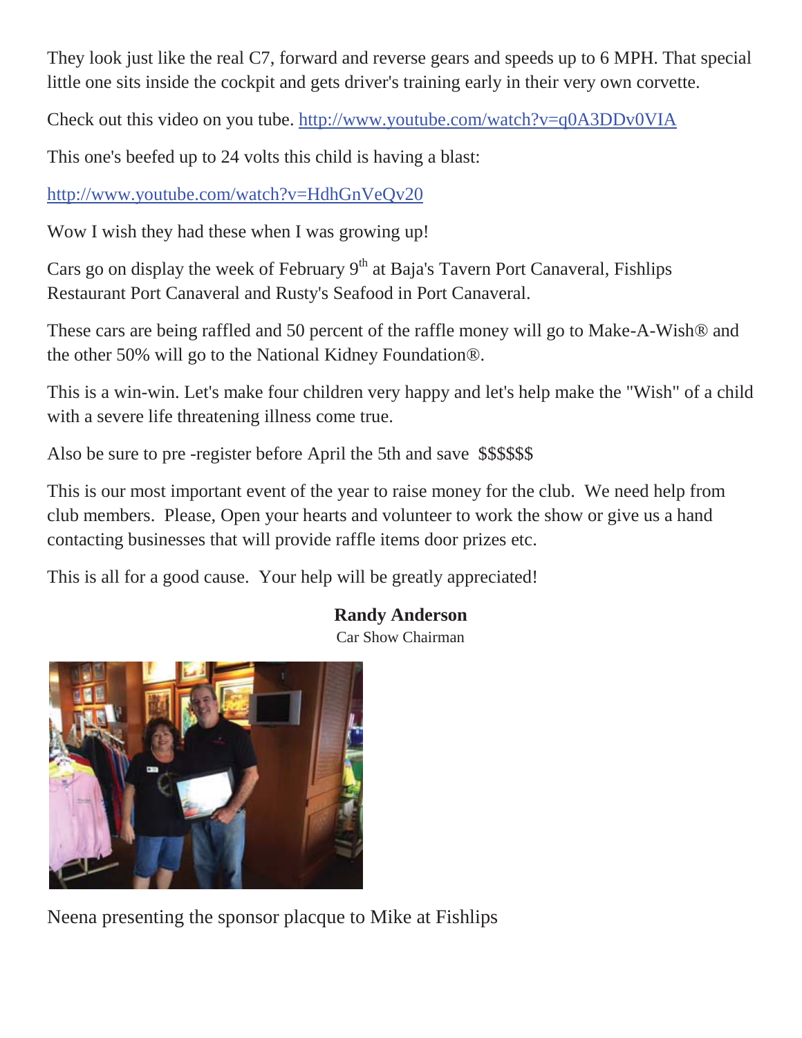They look just like the real C7, forward and reverse gears and speeds up to 6 MPH. That special little one sits inside the cockpit and gets driver's training early in their very own corvette.

Check out this video on you tube. http://www.youtube.com/watch?v=q0A3DDv0VIA

This one's beefed up to 24 volts this child is having a blast:

http://www.youtube.com/watch?v=HdhGnVeQv20

Wow I wish they had these when I was growing up!

Cars go on display the week of February 9th at Baja's Tavern Port Canaveral, Fishlips Restaurant Port Canaveral and Rusty's Seafood in Port Canaveral.

These cars are being raffled and 50 percent of the raffle money will go to Make-A-Wish® and the other 50% will go to the National Kidney Foundation®.

This is a win-win. Let's make four children very happy and let's help make the "Wish" of a child with a severe life threatening illness come true.

Also be sure to pre -register before April the 5th and save $$$$$$

This is our most important event of the year to raise money for the club. We need help from club members. Please, Open your hearts and volunteer to work the show or give us a hand contacting businesses that will provide raffle items door prizes etc.

This is all for a good cause. Your help will be greatly appreciated!

**Randy Anderson**
Car Show Chairman

Neena presenting the sponsor placque to Mike at Fishlips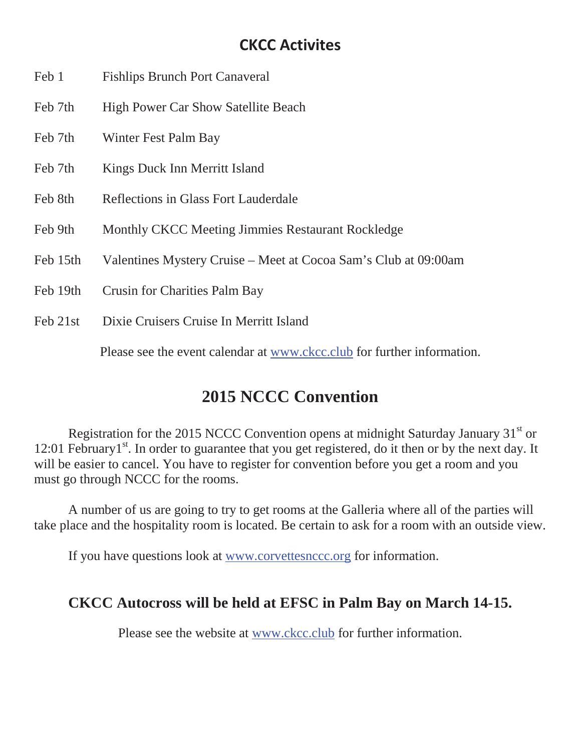## CKCC Activites

| | |
|---|---|
| Feb 1 | Fishlips Brunch Port Canaveral |
| Feb 7th | High Power Car Show Satellite Beach |
| Feb 7th | Winter Fest Palm Bay |
| Feb 7th | Kings Duck Inn Merritt Island |
| Feb 8th | Reflections in Glass Fort Lauderdale |
| Feb 9th | Monthly CKCC Meeting Jimmies Restaurant Rockledge |
| Feb 15th | Valentines Mystery Cruise – Meet at Cocoa Sam's Club at 09:00am |
| Feb 19th | Crusin for Charities Palm Bay |
| Feb 21st | Dixie Cruisers Cruise In Merritt Island |

Please see the event calendar at www.ckcc.club for further information.

## 2015 NCCC Convention

Registration for the 2015 NCCC Convention opens at midnight Saturday January 31st or 12:01 February1st. In order to guarantee that you get registered, do it then or by the next day. It will be easier to cancel. You have to register for convention before you get a room and you must go through NCCC for the rooms.

A number of us are going to try to get rooms at the Galleria where all of the parties will take place and the hospitality room is located. Be certain to ask for a room with an outside view.

If you have questions look at www.corvettesnccc.org for information.

### CKCC Autocross will be held at EFSC in Palm Bay on March 14-15.

Please see the website at www.ckcc.club for further information.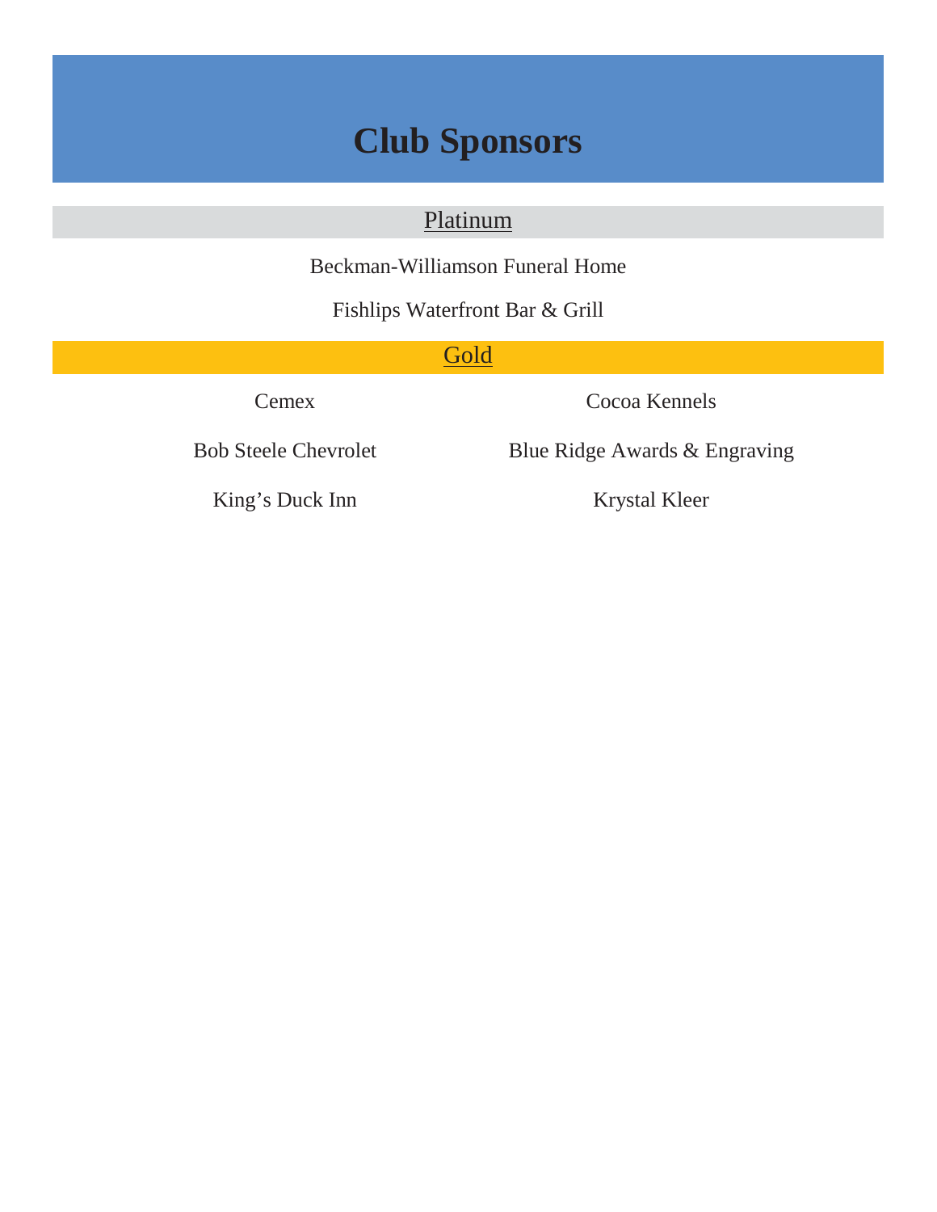# Club Sponsors

## Platinum

Beckman-Williamson Funeral Home

Fishlips Waterfront Bar & Grill

## Gold

Cemex

Cocoa Kennels

Bob Steele Chevrolet

Blue Ridge Awards & Engraving

King's Duck Inn

Krystal Kleer